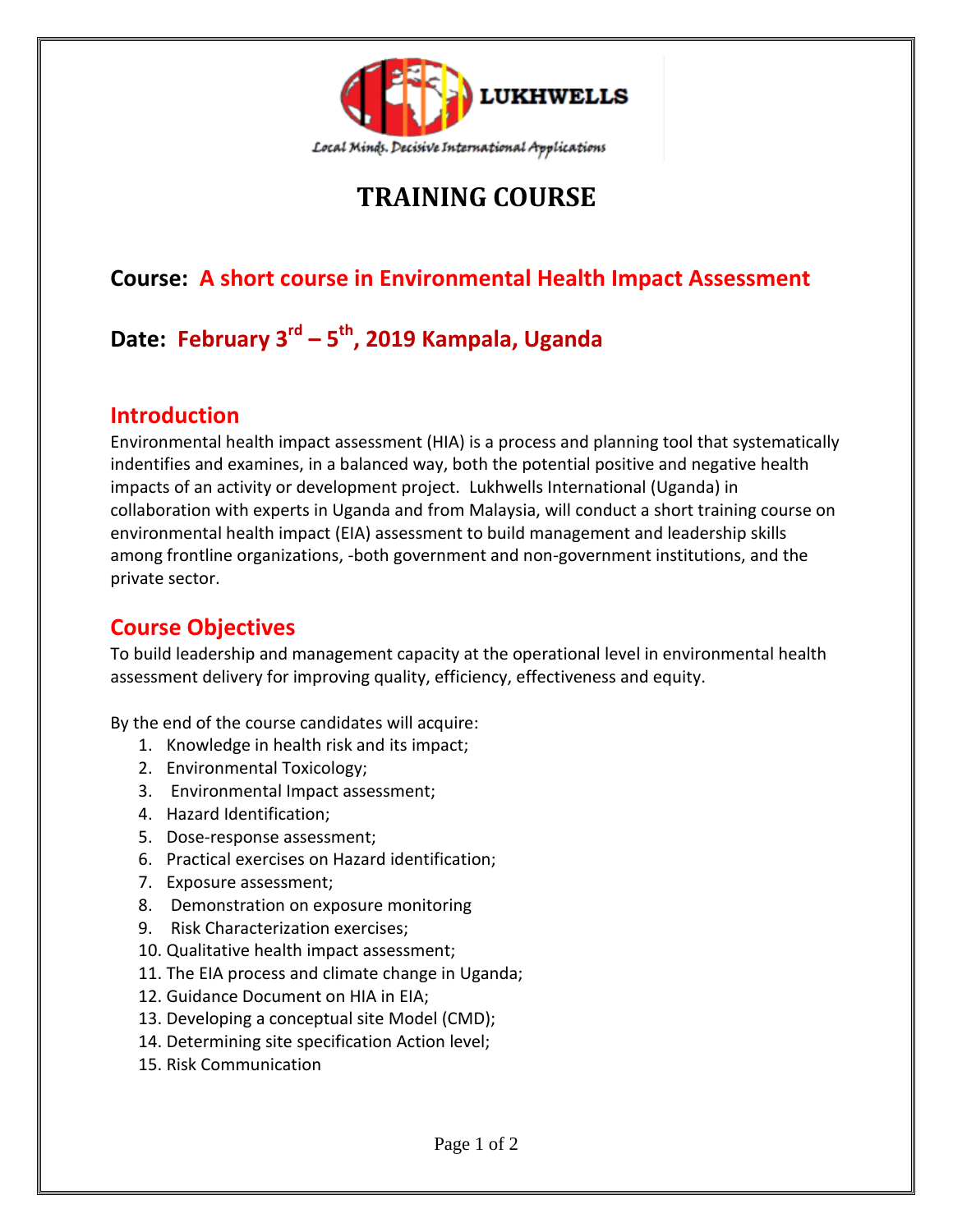LUKHWELLS

*Local Minds. Decisive International Applications*

# TRAINING COURSE

## Course: A short course in Environmental Health Impact Assessment

## Date: February 3rd – 5th, 2019 Kampala, Uganda

## Introduction

Environmental health impact assessment (HIA) is a process and planning tool that systematically indentifies and examines, in a balanced way, both the potential positive and negative health impacts of an activity or development project. Lukhwells International (Uganda) in collaboration with experts in Uganda and from Malaysia, will conduct a short training course on environmental health impact (EIA) assessment to build management and leadership skills among frontline organizations, -both government and non-government institutions, and the private sector.

## Course Objectives

To build leadership and management capacity at the operational level in environmental health assessment delivery for improving quality, efficiency, effectiveness and equity.

By the end of the course candidates will acquire:

1. Knowledge in health risk and its impact;
2. Environmental Toxicology;
3. Environmental Impact assessment;
4. Hazard Identification;
5. Dose-response assessment;
6. Practical exercises on Hazard identification;
7. Exposure assessment;
8. Demonstration on exposure monitoring
9. Risk Characterization exercises;
10. Qualitative health impact assessment;
11. The EIA process and climate change in Uganda;
12. Guidance Document on HIA in EIA;
13. Developing a conceptual site Model (CMD);
14. Determining site specification Action level;
15. Risk Communication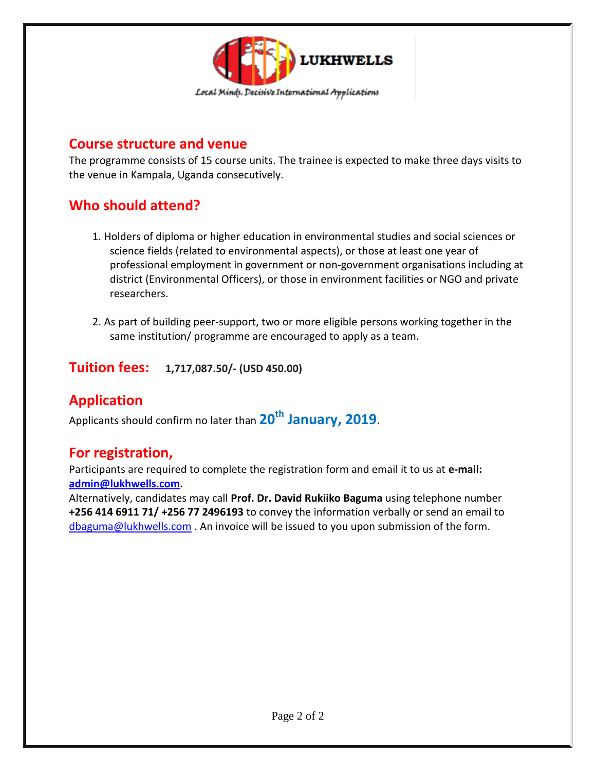LUKHWELLS

*Local Minds. Decisive International Applications*

## Course structure and venue

The programme consists of 15 course units. The trainee is expected to make three days visits to the venue in Kampala, Uganda consecutively.

## Who should attend?

1. Holders of diploma or higher education in environmental studies and social sciences or science fields (related to environmental aspects), or those at least one year of professional employment in government or non-government organisations including at district (Environmental Officers), or those in environment facilities or NGO and private researchers.

2. As part of building peer-support, two or more eligible persons working together in the same institution/ programme are encouraged to apply as a team.

## Tuition fees: **1,717,087.50/- (USD 450.00)**

## Application

Applicants should confirm no later than **20th January, 2019**.

## For registration,

Participants are required to complete the registration form and email it to us at **e-mail: admin@lukhwells.com.**

Alternatively, candidates may call **Prof. Dr. David Rukiiko Baguma** using telephone number **+256 414 6911 71/ +256 77 2496193** to convey the information verbally or send an email to dbaguma@lukhwells.com . An invoice will be issued to you upon submission of the form.